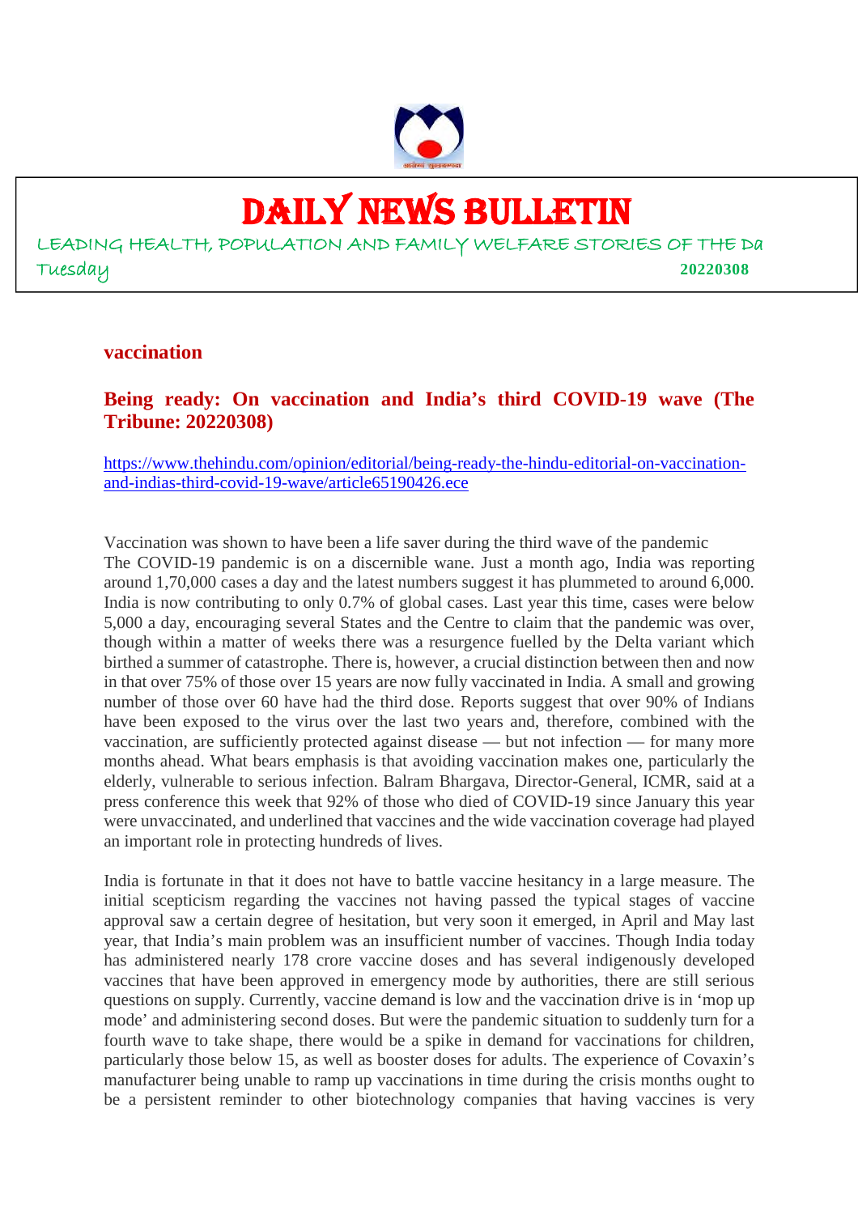# DAILY NEWS BULLETIN

LEADING HEALTH, POPULATION AND FAMILY WELFARE STORIES OF THE Da

Tuesday **20220308**

## vaccination

### Being ready: On vaccination and India's third COVID-19 wave (The Tribune: 20220308)

https://www.thehindu.com/opinion/editorial/being-ready-the-hindu-editorial-on-vaccination-and-indias-third-covid-19-wave/article65190426.ece

Vaccination was shown to have been a life saver during the third wave of the pandemic
The COVID-19 pandemic is on a discernible wane. Just a month ago, India was reporting around 1,70,000 cases a day and the latest numbers suggest it has plummeted to around 6,000. India is now contributing to only 0.7% of global cases. Last year this time, cases were below 5,000 a day, encouraging several States and the Centre to claim that the pandemic was over, though within a matter of weeks there was a resurgence fuelled by the Delta variant which birthed a summer of catastrophe. There is, however, a crucial distinction between then and now in that over 75% of those over 15 years are now fully vaccinated in India. A small and growing number of those over 60 have had the third dose. Reports suggest that over 90% of Indians have been exposed to the virus over the last two years and, therefore, combined with the vaccination, are sufficiently protected against disease — but not infection — for many more months ahead. What bears emphasis is that avoiding vaccination makes one, particularly the elderly, vulnerable to serious infection. Balram Bhargava, Director-General, ICMR, said at a press conference this week that 92% of those who died of COVID-19 since January this year were unvaccinated, and underlined that vaccines and the wide vaccination coverage had played an important role in protecting hundreds of lives.

India is fortunate in that it does not have to battle vaccine hesitancy in a large measure. The initial scepticism regarding the vaccines not having passed the typical stages of vaccine approval saw a certain degree of hesitation, but very soon it emerged, in April and May last year, that India's main problem was an insufficient number of vaccines. Though India today has administered nearly 178 crore vaccine doses and has several indigenously developed vaccines that have been approved in emergency mode by authorities, there are still serious questions on supply. Currently, vaccine demand is low and the vaccination drive is in 'mop up mode' and administering second doses. But were the pandemic situation to suddenly turn for a fourth wave to take shape, there would be a spike in demand for vaccinations for children, particularly those below 15, as well as booster doses for adults. The experience of Covaxin's manufacturer being unable to ramp up vaccinations in time during the crisis months ought to be a persistent reminder to other biotechnology companies that having vaccines is very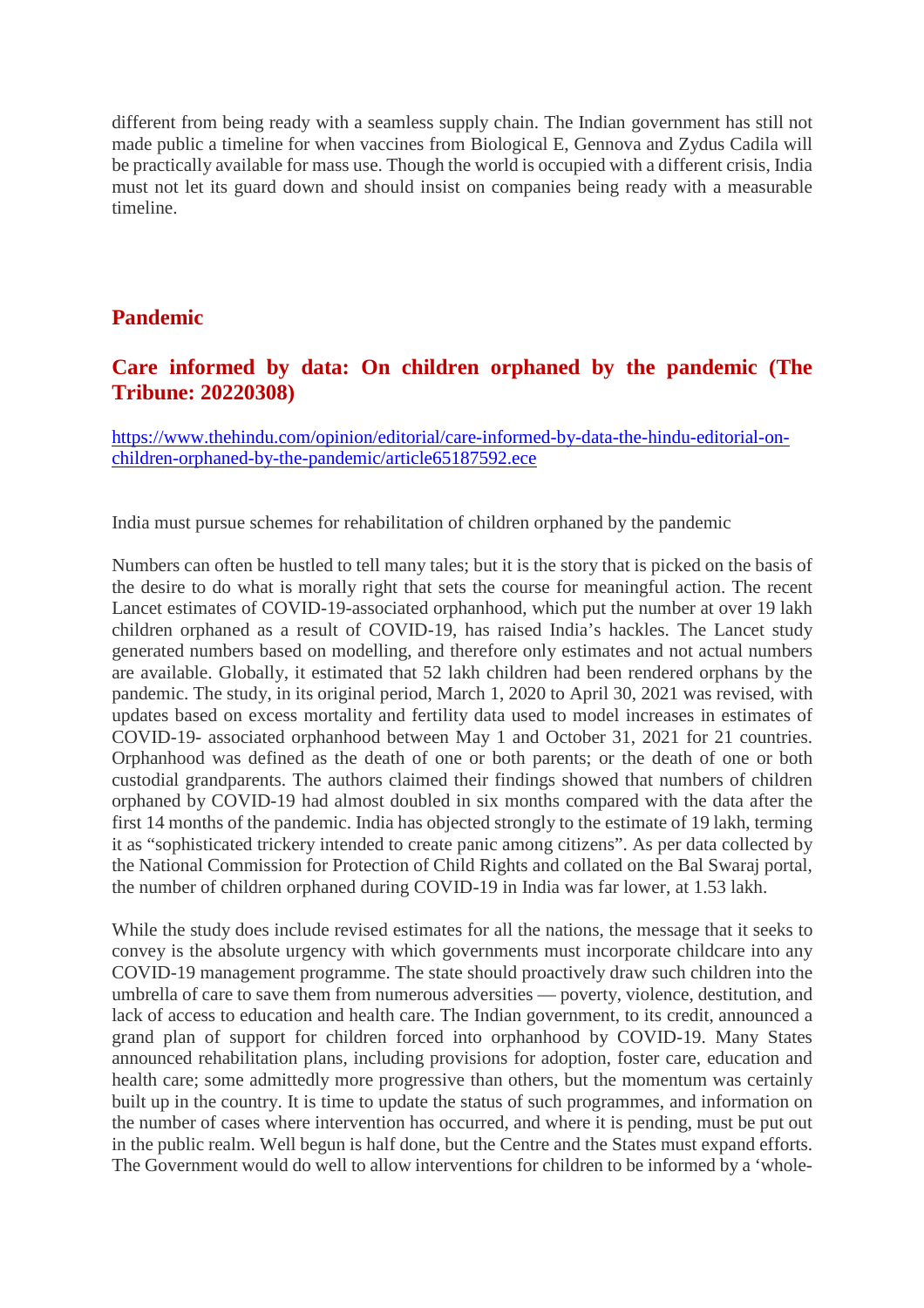different from being ready with a seamless supply chain. The Indian government has still not made public a timeline for when vaccines from Biological E, Gennova and Zydus Cadila will be practically available for mass use. Though the world is occupied with a different crisis, India must not let its guard down and should insist on companies being ready with a measurable timeline.

## Pandemic

### Care informed by data: On children orphaned by the pandemic (The Tribune: 20220308)

https://www.thehindu.com/opinion/editorial/care-informed-by-data-the-hindu-editorial-on-children-orphaned-by-the-pandemic/article65187592.ece

India must pursue schemes for rehabilitation of children orphaned by the pandemic

Numbers can often be hustled to tell many tales; but it is the story that is picked on the basis of the desire to do what is morally right that sets the course for meaningful action. The recent Lancet estimates of COVID-19-associated orphanhood, which put the number at over 19 lakh children orphaned as a result of COVID-19, has raised India's hackles. The Lancet study generated numbers based on modelling, and therefore only estimates and not actual numbers are available. Globally, it estimated that 52 lakh children had been rendered orphans by the pandemic. The study, in its original period, March 1, 2020 to April 30, 2021 was revised, with updates based on excess mortality and fertility data used to model increases in estimates of COVID-19- associated orphanhood between May 1 and October 31, 2021 for 21 countries. Orphanhood was defined as the death of one or both parents; or the death of one or both custodial grandparents. The authors claimed their findings showed that numbers of children orphaned by COVID-19 had almost doubled in six months compared with the data after the first 14 months of the pandemic. India has objected strongly to the estimate of 19 lakh, terming it as "sophisticated trickery intended to create panic among citizens". As per data collected by the National Commission for Protection of Child Rights and collated on the Bal Swaraj portal, the number of children orphaned during COVID-19 in India was far lower, at 1.53 lakh.

While the study does include revised estimates for all the nations, the message that it seeks to convey is the absolute urgency with which governments must incorporate childcare into any COVID-19 management programme. The state should proactively draw such children into the umbrella of care to save them from numerous adversities — poverty, violence, destitution, and lack of access to education and health care. The Indian government, to its credit, announced a grand plan of support for children forced into orphanhood by COVID-19. Many States announced rehabilitation plans, including provisions for adoption, foster care, education and health care; some admittedly more progressive than others, but the momentum was certainly built up in the country. It is time to update the status of such programmes, and information on the number of cases where intervention has occurred, and where it is pending, must be put out in the public realm. Well begun is half done, but the Centre and the States must expand efforts. The Government would do well to allow interventions for children to be informed by a 'whole-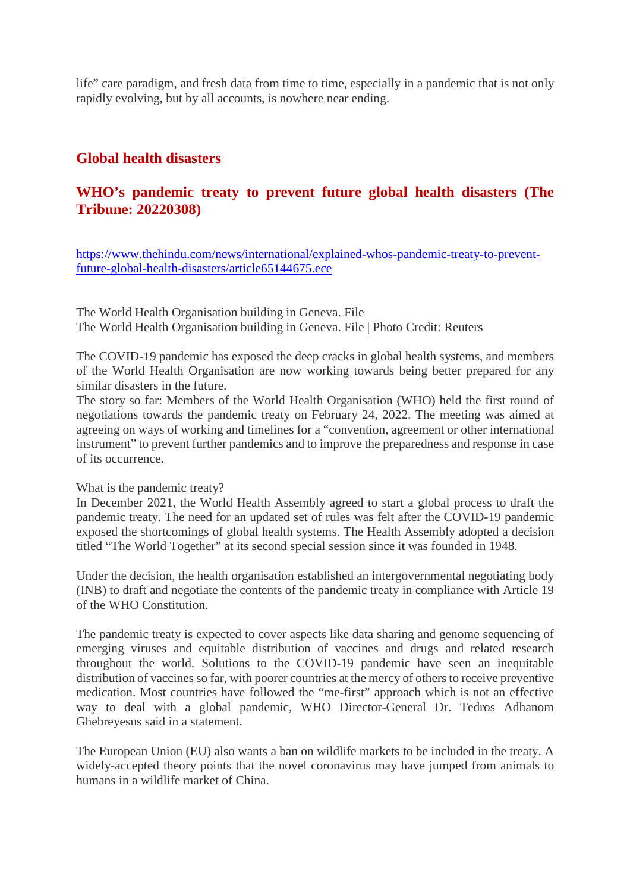life" care paradigm, and fresh data from time to time, especially in a pandemic that is not only rapidly evolving, but by all accounts, is nowhere near ending.

## Global health disasters

## WHO's pandemic treaty to prevent future global health disasters (The Tribune: 20220308)

https://www.thehindu.com/news/international/explained-whos-pandemic-treaty-to-prevent-future-global-health-disasters/article65144675.ece

The World Health Organisation building in Geneva. File
The World Health Organisation building in Geneva. File | Photo Credit: Reuters

The COVID-19 pandemic has exposed the deep cracks in global health systems, and members of the World Health Organisation are now working towards being better prepared for any similar disasters in the future.
The story so far: Members of the World Health Organisation (WHO) held the first round of negotiations towards the pandemic treaty on February 24, 2022. The meeting was aimed at agreeing on ways of working and timelines for a "convention, agreement or other international instrument" to prevent further pandemics and to improve the preparedness and response in case of its occurrence.

What is the pandemic treaty?
In December 2021, the World Health Assembly agreed to start a global process to draft the pandemic treaty. The need for an updated set of rules was felt after the COVID-19 pandemic exposed the shortcomings of global health systems. The Health Assembly adopted a decision titled "The World Together" at its second special session since it was founded in 1948.

Under the decision, the health organisation established an intergovernmental negotiating body (INB) to draft and negotiate the contents of the pandemic treaty in compliance with Article 19 of the WHO Constitution.

The pandemic treaty is expected to cover aspects like data sharing and genome sequencing of emerging viruses and equitable distribution of vaccines and drugs and related research throughout the world. Solutions to the COVID-19 pandemic have seen an inequitable distribution of vaccines so far, with poorer countries at the mercy of others to receive preventive medication. Most countries have followed the "me-first" approach which is not an effective way to deal with a global pandemic, WHO Director-General Dr. Tedros Adhanom Ghebreyesus said in a statement.

The European Union (EU) also wants a ban on wildlife markets to be included in the treaty. A widely-accepted theory points that the novel coronavirus may have jumped from animals to humans in a wildlife market of China.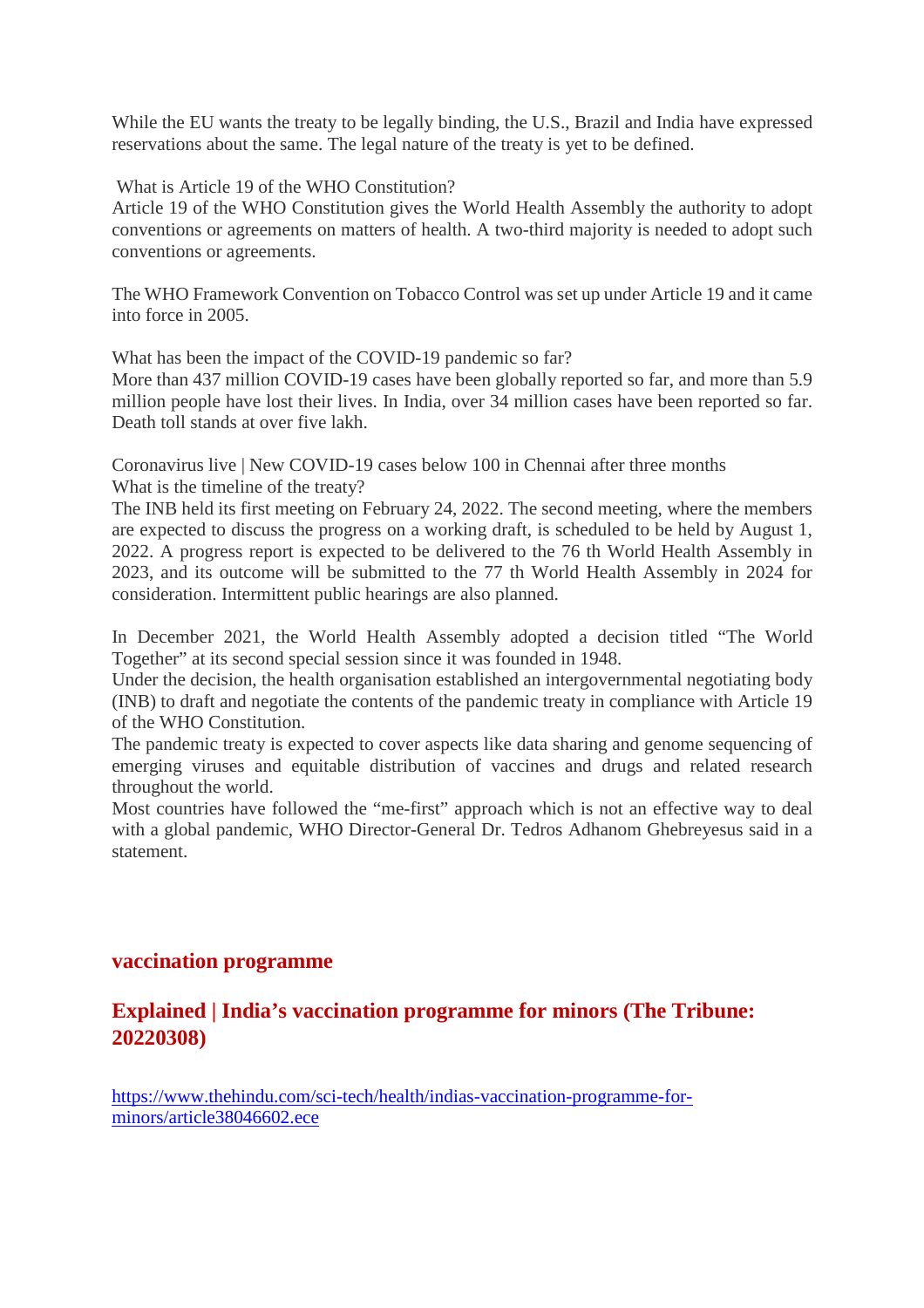While the EU wants the treaty to be legally binding, the U.S., Brazil and India have expressed reservations about the same. The legal nature of the treaty is yet to be defined.

What is Article 19 of the WHO Constitution?
Article 19 of the WHO Constitution gives the World Health Assembly the authority to adopt conventions or agreements on matters of health. A two-third majority is needed to adopt such conventions or agreements.

The WHO Framework Convention on Tobacco Control was set up under Article 19 and it came into force in 2005.

What has been the impact of the COVID-19 pandemic so far?
More than 437 million COVID-19 cases have been globally reported so far, and more than 5.9 million people have lost their lives. In India, over 34 million cases have been reported so far. Death toll stands at over five lakh.

Coronavirus live | New COVID-19 cases below 100 in Chennai after three months
What is the timeline of the treaty?
The INB held its first meeting on February 24, 2022. The second meeting, where the members are expected to discuss the progress on a working draft, is scheduled to be held by August 1, 2022. A progress report is expected to be delivered to the 76 th World Health Assembly in 2023, and its outcome will be submitted to the 77 th World Health Assembly in 2024 for consideration. Intermittent public hearings are also planned.

In December 2021, the World Health Assembly adopted a decision titled "The World Together" at its second special session since it was founded in 1948.
Under the decision, the health organisation established an intergovernmental negotiating body (INB) to draft and negotiate the contents of the pandemic treaty in compliance with Article 19 of the WHO Constitution.
The pandemic treaty is expected to cover aspects like data sharing and genome sequencing of emerging viruses and equitable distribution of vaccines and drugs and related research throughout the world.
Most countries have followed the "me-first" approach which is not an effective way to deal with a global pandemic, WHO Director-General Dr. Tedros Adhanom Ghebreyesus said in a statement.

## vaccination programme

## Explained | India's vaccination programme for minors (The Tribune: 20220308)

https://www.thehindu.com/sci-tech/health/indias-vaccination-programme-for-minors/article38046602.ece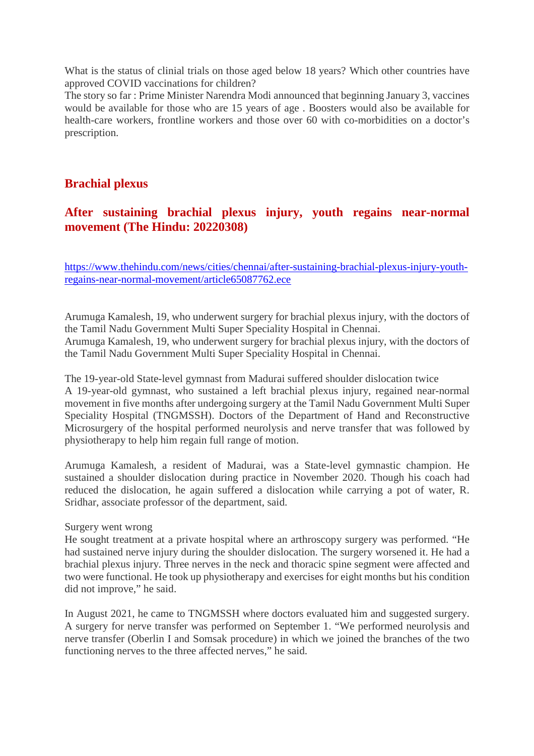What is the status of clinial trials on those aged below 18 years? Which other countries have approved COVID vaccinations for children?

The story so far : Prime Minister Narendra Modi announced that beginning January 3, vaccines would be available for those who are 15 years of age . Boosters would also be available for health-care workers, frontline workers and those over 60 with co-morbidities on a doctor's prescription.

## Brachial plexus

### After sustaining brachial plexus injury, youth regains near-normal movement (The Hindu: 20220308)

https://www.thehindu.com/news/cities/chennai/after-sustaining-brachial-plexus-injury-youth-regains-near-normal-movement/article65087762.ece

Arumuga Kamalesh, 19, who underwent surgery for brachial plexus injury, with the doctors of the Tamil Nadu Government Multi Super Speciality Hospital in Chennai.

Arumuga Kamalesh, 19, who underwent surgery for brachial plexus injury, with the doctors of the Tamil Nadu Government Multi Super Speciality Hospital in Chennai.

The 19-year-old State-level gymnast from Madurai suffered shoulder dislocation twice

A 19-year-old gymnast, who sustained a left brachial plexus injury, regained near-normal movement in five months after undergoing surgery at the Tamil Nadu Government Multi Super Speciality Hospital (TNGMSSH). Doctors of the Department of Hand and Reconstructive Microsurgery of the hospital performed neurolysis and nerve transfer that was followed by physiotherapy to help him regain full range of motion.

Arumuga Kamalesh, a resident of Madurai, was a State-level gymnastic champion. He sustained a shoulder dislocation during practice in November 2020. Though his coach had reduced the dislocation, he again suffered a dislocation while carrying a pot of water, R. Sridhar, associate professor of the department, said.

Surgery went wrong

He sought treatment at a private hospital where an arthroscopy surgery was performed. "He had sustained nerve injury during the shoulder dislocation. The surgery worsened it. He had a brachial plexus injury. Three nerves in the neck and thoracic spine segment were affected and two were functional. He took up physiotherapy and exercises for eight months but his condition did not improve," he said.

In August 2021, he came to TNGMSSH where doctors evaluated him and suggested surgery. A surgery for nerve transfer was performed on September 1. "We performed neurolysis and nerve transfer (Oberlin I and Somsak procedure) in which we joined the branches of the two functioning nerves to the three affected nerves," he said.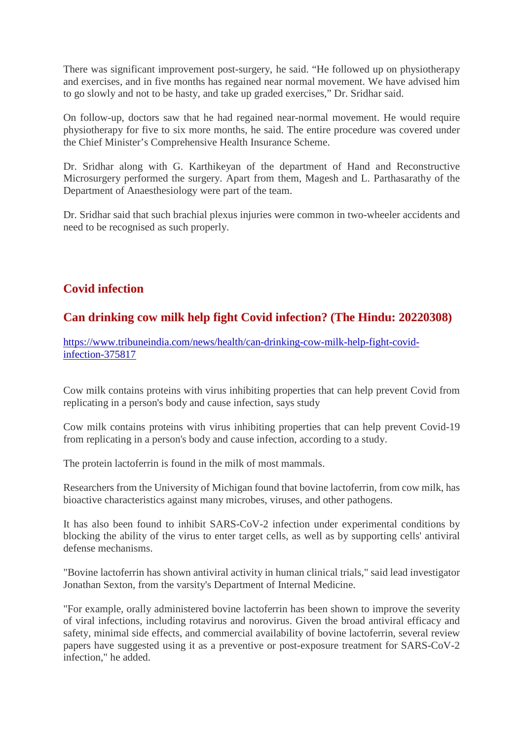There was significant improvement post-surgery, he said. “He followed up on physiotherapy and exercises, and in five months has regained near normal movement. We have advised him to go slowly and not to be hasty, and take up graded exercises,” Dr. Sridhar said.

On follow-up, doctors saw that he had regained near-normal movement. He would require physiotherapy for five to six more months, he said. The entire procedure was covered under the Chief Minister’s Comprehensive Health Insurance Scheme.

Dr. Sridhar along with G. Karthikeyan of the department of Hand and Reconstructive Microsurgery performed the surgery. Apart from them, Magesh and L. Parthasarathy of the Department of Anaesthesiology were part of the team.

Dr. Sridhar said that such brachial plexus injuries were common in two-wheeler accidents and need to be recognised as such properly.

## Covid infection

### Can drinking cow milk help fight Covid infection? (The Hindu: 20220308)

https://www.tribuneindia.com/news/health/can-drinking-cow-milk-help-fight-covid-infection-375817

Cow milk contains proteins with virus inhibiting properties that can help prevent Covid from replicating in a person's body and cause infection, says study

Cow milk contains proteins with virus inhibiting properties that can help prevent Covid-19 from replicating in a person's body and cause infection, according to a study.

The protein lactoferrin is found in the milk of most mammals.

Researchers from the University of Michigan found that bovine lactoferrin, from cow milk, has bioactive characteristics against many microbes, viruses, and other pathogens.

It has also been found to inhibit SARS-CoV-2 infection under experimental conditions by blocking the ability of the virus to enter target cells, as well as by supporting cells' antiviral defense mechanisms.

"Bovine lactoferrin has shown antiviral activity in human clinical trials," said lead investigator Jonathan Sexton, from the varsity's Department of Internal Medicine.

"For example, orally administered bovine lactoferrin has been shown to improve the severity of viral infections, including rotavirus and norovirus. Given the broad antiviral efficacy and safety, minimal side effects, and commercial availability of bovine lactoferrin, several review papers have suggested using it as a preventive or post-exposure treatment for SARS-CoV-2 infection," he added.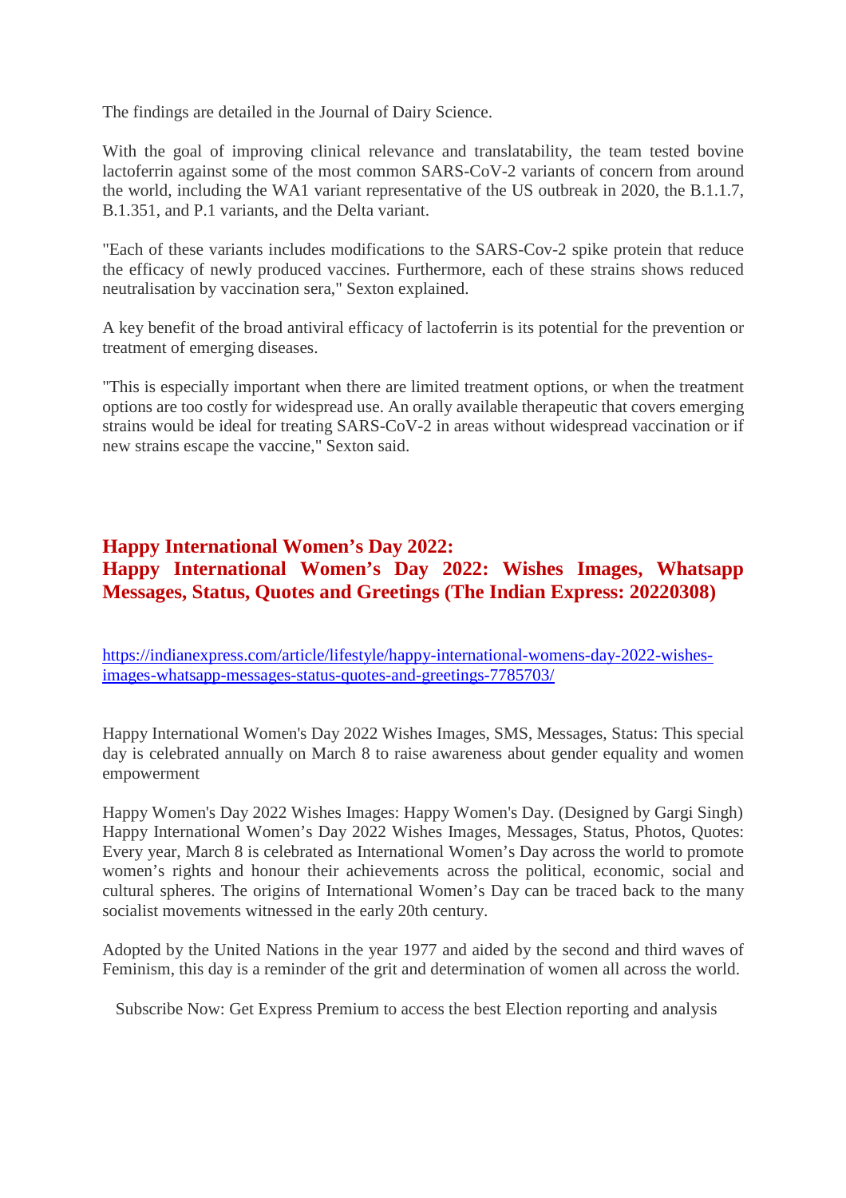The findings are detailed in the Journal of Dairy Science.

With the goal of improving clinical relevance and translatability, the team tested bovine lactoferrin against some of the most common SARS-CoV-2 variants of concern from around the world, including the WA1 variant representative of the US outbreak in 2020, the B.1.1.7, B.1.351, and P.1 variants, and the Delta variant.

"Each of these variants includes modifications to the SARS-Cov-2 spike protein that reduce the efficacy of newly produced vaccines. Furthermore, each of these strains shows reduced neutralisation by vaccination sera," Sexton explained.

A key benefit of the broad antiviral efficacy of lactoferrin is its potential for the prevention or treatment of emerging diseases.

"This is especially important when there are limited treatment options, or when the treatment options are too costly for widespread use. An orally available therapeutic that covers emerging strains would be ideal for treating SARS-CoV-2 in areas without widespread vaccination or if new strains escape the vaccine," Sexton said.

## Happy International Women's Day 2022:
## Happy International Women's Day 2022: Wishes Images, Whatsapp Messages, Status, Quotes and Greetings (The Indian Express: 20220308)

https://indianexpress.com/article/lifestyle/happy-international-womens-day-2022-wishes-images-whatsapp-messages-status-quotes-and-greetings-7785703/

Happy International Women's Day 2022 Wishes Images, SMS, Messages, Status: This special day is celebrated annually on March 8 to raise awareness about gender equality and women empowerment

Happy Women's Day 2022 Wishes Images: Happy Women's Day. (Designed by Gargi Singh) Happy International Women's Day 2022 Wishes Images, Messages, Status, Photos, Quotes: Every year, March 8 is celebrated as International Women's Day across the world to promote women's rights and honour their achievements across the political, economic, social and cultural spheres. The origins of International Women's Day can be traced back to the many socialist movements witnessed in the early 20th century.

Adopted by the United Nations in the year 1977 and aided by the second and third waves of Feminism, this day is a reminder of the grit and determination of women all across the world.

Subscribe Now: Get Express Premium to access the best Election reporting and analysis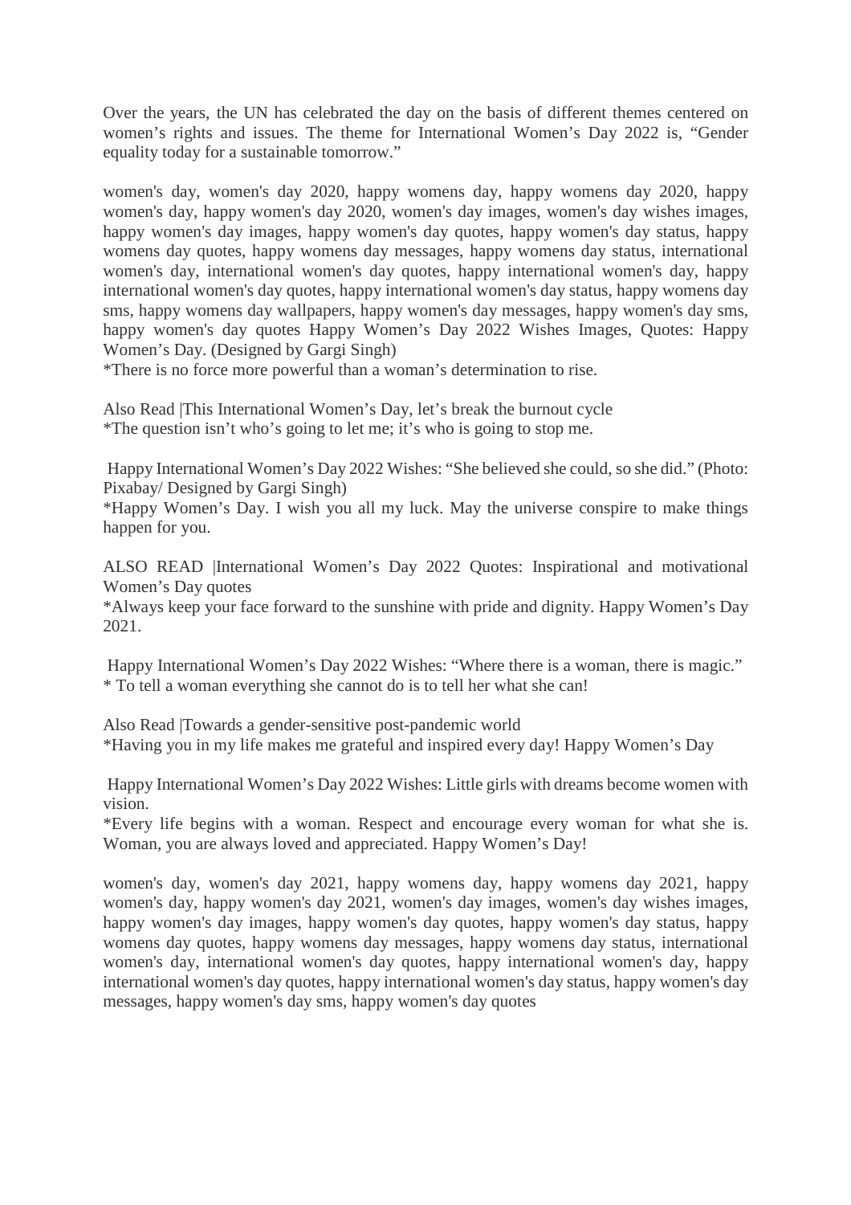Over the years, the UN has celebrated the day on the basis of different themes centered on women's rights and issues. The theme for International Women's Day 2022 is, "Gender equality today for a sustainable tomorrow."

women's day, women's day 2020, happy womens day, happy womens day 2020, happy women's day, happy women's day 2020, women's day images, women's day wishes images, happy women's day images, happy women's day quotes, happy women's day status, happy womens day quotes, happy womens day messages, happy womens day status, international women's day, international women's day quotes, happy international women's day, happy international women's day quotes, happy international women's day status, happy womens day sms, happy womens day wallpapers, happy women's day messages, happy women's day sms, happy women's day quotes Happy Women's Day 2022 Wishes Images, Quotes: Happy Women's Day. (Designed by Gargi Singh)
*There is no force more powerful than a woman's determination to rise.

Also Read |This International Women's Day, let's break the burnout cycle
*The question isn't who's going to let me; it's who is going to stop me.

Happy International Women's Day 2022 Wishes: "She believed she could, so she did." (Photo: Pixabay/ Designed by Gargi Singh)
*Happy Women's Day. I wish you all my luck. May the universe conspire to make things happen for you.

ALSO READ |International Women's Day 2022 Quotes: Inspirational and motivational Women's Day quotes
*Always keep your face forward to the sunshine with pride and dignity. Happy Women's Day 2021.

Happy International Women's Day 2022 Wishes: "Where there is a woman, there is magic."
* To tell a woman everything she cannot do is to tell her what she can!

Also Read |Towards a gender-sensitive post-pandemic world
*Having you in my life makes me grateful and inspired every day! Happy Women's Day

Happy International Women's Day 2022 Wishes: Little girls with dreams become women with vision.
*Every life begins with a woman. Respect and encourage every woman for what she is. Woman, you are always loved and appreciated. Happy Women's Day!

women's day, women's day 2021, happy womens day, happy womens day 2021, happy women's day, happy women's day 2021, women's day images, women's day wishes images, happy women's day images, happy women's day quotes, happy women's day status, happy womens day quotes, happy womens day messages, happy womens day status, international women's day, international women's day quotes, happy international women's day, happy international women's day quotes, happy international women's day status, happy women's day messages, happy women's day sms, happy women's day quotes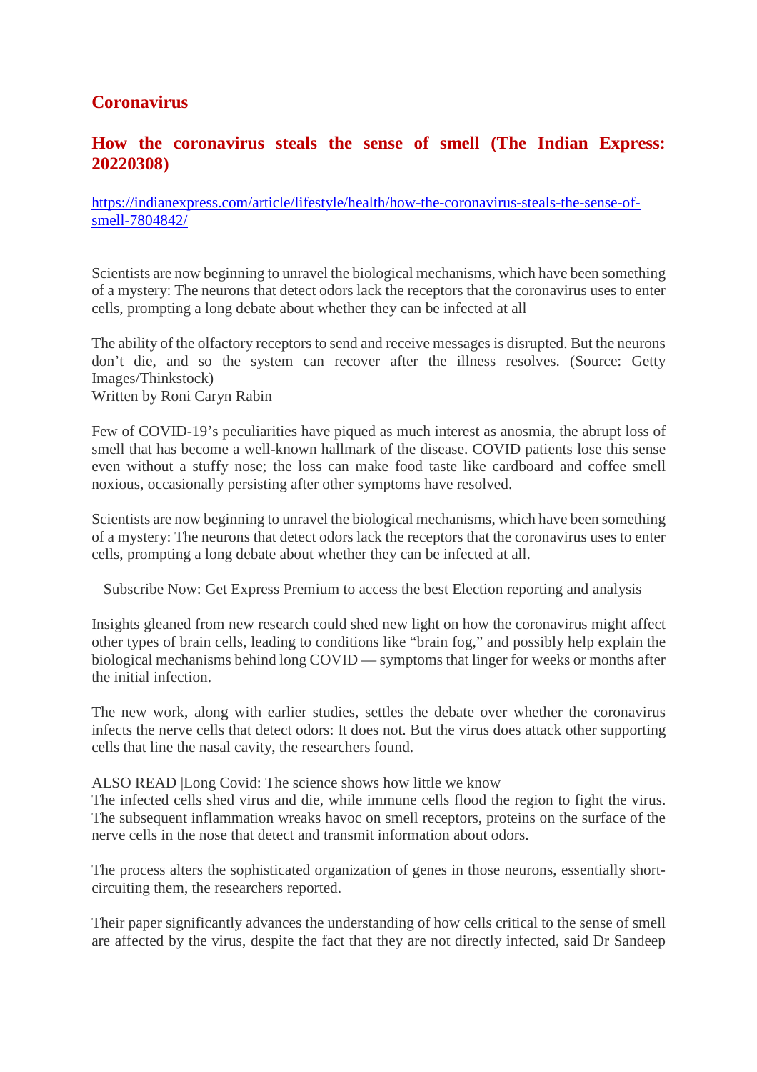## Coronavirus

### How the coronavirus steals the sense of smell (The Indian Express: 20220308)

https://indianexpress.com/article/lifestyle/health/how-the-coronavirus-steals-the-sense-of-smell-7804842/

Scientists are now beginning to unravel the biological mechanisms, which have been something of a mystery: The neurons that detect odors lack the receptors that the coronavirus uses to enter cells, prompting a long debate about whether they can be infected at all

The ability of the olfactory receptors to send and receive messages is disrupted. But the neurons don't die, and so the system can recover after the illness resolves. (Source: Getty Images/Thinkstock)
Written by Roni Caryn Rabin

Few of COVID-19's peculiarities have piqued as much interest as anosmia, the abrupt loss of smell that has become a well-known hallmark of the disease. COVID patients lose this sense even without a stuffy nose; the loss can make food taste like cardboard and coffee smell noxious, occasionally persisting after other symptoms have resolved.

Scientists are now beginning to unravel the biological mechanisms, which have been something of a mystery: The neurons that detect odors lack the receptors that the coronavirus uses to enter cells, prompting a long debate about whether they can be infected at all.

Subscribe Now: Get Express Premium to access the best Election reporting and analysis

Insights gleaned from new research could shed new light on how the coronavirus might affect other types of brain cells, leading to conditions like "brain fog," and possibly help explain the biological mechanisms behind long COVID — symptoms that linger for weeks or months after the initial infection.

The new work, along with earlier studies, settles the debate over whether the coronavirus infects the nerve cells that detect odors: It does not. But the virus does attack other supporting cells that line the nasal cavity, the researchers found.

ALSO READ |Long Covid: The science shows how little we know
The infected cells shed virus and die, while immune cells flood the region to fight the virus. The subsequent inflammation wreaks havoc on smell receptors, proteins on the surface of the nerve cells in the nose that detect and transmit information about odors.

The process alters the sophisticated organization of genes in those neurons, essentially short-circuiting them, the researchers reported.

Their paper significantly advances the understanding of how cells critical to the sense of smell are affected by the virus, despite the fact that they are not directly infected, said Dr Sandeep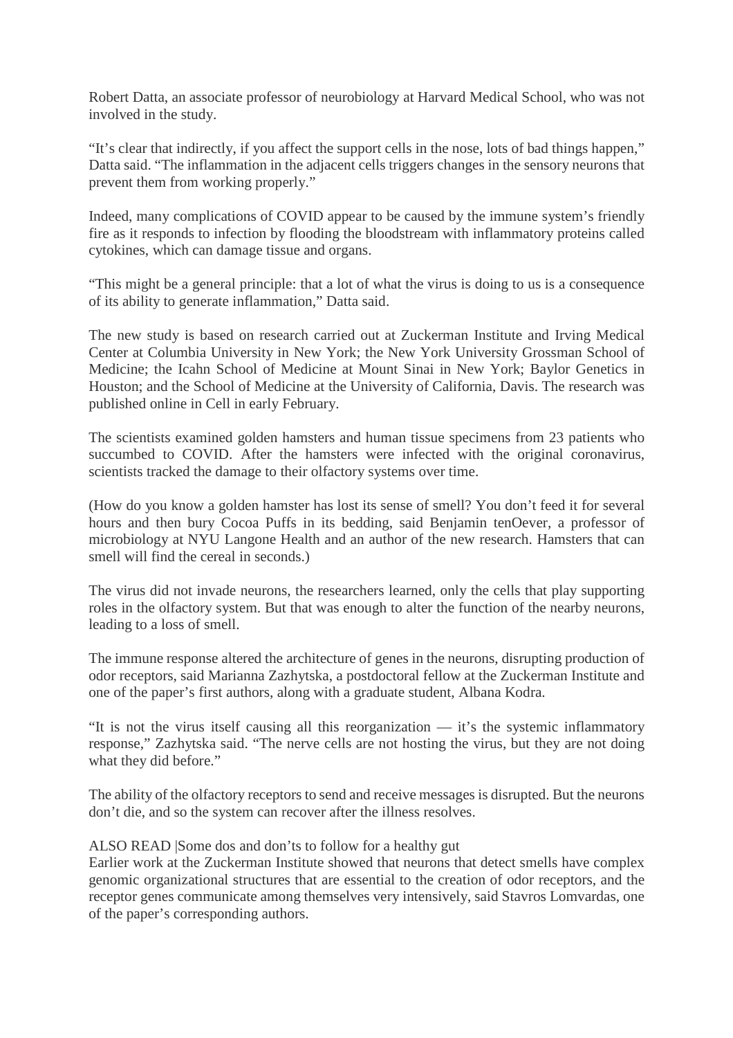Robert Datta, an associate professor of neurobiology at Harvard Medical School, who was not involved in the study.

“It’s clear that indirectly, if you affect the support cells in the nose, lots of bad things happen,” Datta said. “The inflammation in the adjacent cells triggers changes in the sensory neurons that prevent them from working properly.”

Indeed, many complications of COVID appear to be caused by the immune system’s friendly fire as it responds to infection by flooding the bloodstream with inflammatory proteins called cytokines, which can damage tissue and organs.

“This might be a general principle: that a lot of what the virus is doing to us is a consequence of its ability to generate inflammation,” Datta said.

The new study is based on research carried out at Zuckerman Institute and Irving Medical Center at Columbia University in New York; the New York University Grossman School of Medicine; the Icahn School of Medicine at Mount Sinai in New York; Baylor Genetics in Houston; and the School of Medicine at the University of California, Davis. The research was published online in Cell in early February.

The scientists examined golden hamsters and human tissue specimens from 23 patients who succumbed to COVID. After the hamsters were infected with the original coronavirus, scientists tracked the damage to their olfactory systems over time.

(How do you know a golden hamster has lost its sense of smell? You don’t feed it for several hours and then bury Cocoa Puffs in its bedding, said Benjamin tenOever, a professor of microbiology at NYU Langone Health and an author of the new research. Hamsters that can smell will find the cereal in seconds.)

The virus did not invade neurons, the researchers learned, only the cells that play supporting roles in the olfactory system. But that was enough to alter the function of the nearby neurons, leading to a loss of smell.

The immune response altered the architecture of genes in the neurons, disrupting production of odor receptors, said Marianna Zazhytska, a postdoctoral fellow at the Zuckerman Institute and one of the paper’s first authors, along with a graduate student, Albana Kodra.

“It is not the virus itself causing all this reorganization — it’s the systemic inflammatory response,” Zazhytska said. “The nerve cells are not hosting the virus, but they are not doing what they did before.”

The ability of the olfactory receptors to send and receive messages is disrupted. But the neurons don’t die, and so the system can recover after the illness resolves.

ALSO READ |Some dos and don’ts to follow for a healthy gut

Earlier work at the Zuckerman Institute showed that neurons that detect smells have complex genomic organizational structures that are essential to the creation of odor receptors, and the receptor genes communicate among themselves very intensively, said Stavros Lomvardas, one of the paper’s corresponding authors.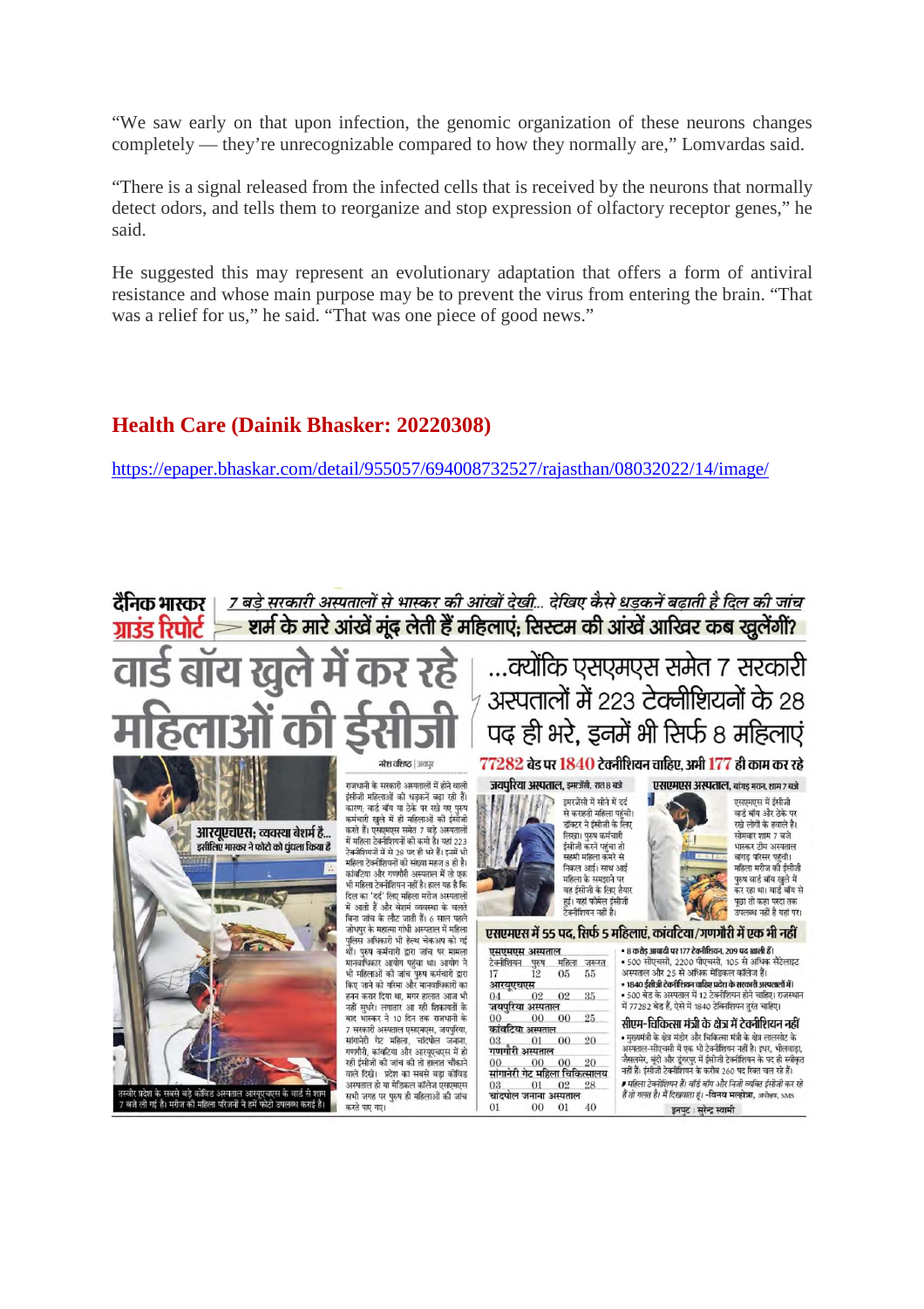"We saw early on that upon infection, the genomic organization of these neurons changes completely — they're unrecognizable compared to how they normally are," Lomvardas said.

"There is a signal released from the infected cells that is received by the neurons that normally detect odors, and tells them to reorganize and stop expression of olfactory receptor genes," he said.

He suggested this may represent an evolutionary adaptation that offers a form of antiviral resistance and whose main purpose may be to prevent the virus from entering the brain. "That was a relief for us," he said. "That was one piece of good news."

## Health Care (Dainik Bhasker: 20220308)

https://epaper.bhaskar.com/detail/955057/694008732527/rajasthan/08032022/14/image/

दैनिक भास्कर ग्राउंड रिपोर्ट

7 बड़े सरकारी अस्पतालों से भास्कर की आंखों देखी... देखिए कैसे धड़कनें बढ़ाती है दिल की जांच

# शर्म के मारे आंखें मूंद लेती हैं महिलाएं; सिस्टम की आंखें आखिर कब खुलेंगी?

# वार्ड बॉय खुले में कर रहे महिलाओं की ईसीजी

## ...क्योंकि एसएमएस समेत 7 सरकारी अस्पतालों में 223 टेक्नीशियनों के 28 पद ही भरे, इनमें भी सिर्फ 8 महिलाएं

### 77282 बेड पर 1840 टेक्नीशियन चाहिए, अभी 177 ही काम कर रहे

आरयूएचएस; व्यवस्था बेशर्म है... इसीलिए भास्कर ने फोटो को धुंधला किया है

तस्वीर प्रदेश के सबसे बड़े कोविड अस्पताल आरयूएचएस के वार्ड से शाम 7 बजे ली गई है। मरीज की महिला परिजनों ने हमें फोटो उपलब्ध कराई है।

नरेश वशिष्ठ | जयपुर

राजधानी के सरकारी अस्पतालों में होने वाली ईसीजी महिलाओं की धड़कनें बढ़ा रही हैं। कारण: वार्ड बॉय या ठेके पर रखे गए पुरुष कर्मचारी खुले में ही महिलाओं की ईसीजी करते हैं। एसएमएस समेत 7 बड़े अस्पतालों में महिला टेक्नीशियनों की कमी है। यहां 223 टेक्नीशियनों में से 28 पद ही भरे हैं। इनमें भी महिला टेक्नीशियनों की संख्या महज 8 ही है। कांवटिया और गणगौरी अस्पताल में तो एक भी महिला टेक्नीशियन नहीं है। हाल यह है कि दिल का 'दर्द' लिए महिला मरीज अस्पताल में आती हैं और बेशर्म व्यवस्था के चलते बिना जांच के लौट जाती हैं। 6 साल पहले जोधपुर के महात्मा गांधी अस्पताल में महिला पुलिस अधिकारी भी हेल्थ चेकअप को गई थीं। पुरुष कर्मचारी द्वारा जांच पर मामला मानवाधिकार आयोग पहुंचा था। आयोग ने भी महिलाओं की जांच पुरुष कर्मचारी द्वारा किए जाने को गरिमा और मानवाधिकारों का हनन करार दिया था, मगर हालात आज भी नहीं सुधरे। लगातार आ रही शिकायतों के बाद भास्कर ने 10 दिन तक राजधानी के 7 सरकारी अस्पताल एसएमएस, जयपुरिया, सांगानेरी गेट महिला, चांदपोल जनाना, गणगौरी, कांवटिया और आरयूएचएस में हो रही ईसीजी की जांच की तो हालात चौंकाने वाले दिखे। प्रदेश का सबसे बड़ा कोविड अस्पताल हो या मेडिकल कॉलेज एसएमएस सभी जगह पर पुरुष ही महिलाओं की जांच करते पाए गए।

**जयपुरिया अस्पताल, इमरजेंसी, रात 8 बजे**

इमरजेंसी में सीने में दर्द से कराहती महिला पहुंची। डॉक्टर ने ईसीजी के लिए लिखा। पुरुष कर्मचारी ईसीजी करने पहुंचा तो सहमी महिला कमरे से निकल आई। साथ आई महिला के समझाने पर वह ईसीजी के लिए तैयार हुई। यहां फीमेल ईसीजी टेक्नीशियन नहीं है।

**एसएमएस अस्पताल, बांगड़ भवन, शाम 7 बजे**

एसएमएस में ईसीजी वार्ड बॉय और ठेके पर रखे लोगों के हवाले है। सोमवार शाम 7 बजे भास्कर टीम अस्पताल बांगड़ परिसर पहुंची। महिला मरीज की ईसीजी पुरुष वार्ड बॉय खुले में कर रहा था। वार्ड बॉय से पूछा तो कहा पर्दा तक उपलब्ध नहीं है क्या करें।

### एसएमएस में 55 पद, सिर्फ 5 महिलाएं, कांवटिया/गणगौरी में एक भी नहीं

| टेक्नीशियन | पुरुष | महिला | जरूरत |
|---|---|---|---|
| **एसएमएस अस्पताल** | | | |
| 17 | 12 | 05 | 55 |
| **आरयूएचएस** | | | |
| 04 | 02 | 02 | 35 |
| **जयपुरिया अस्पताल** | | | |
| 00 | 00 | 00 | 25 |
| **कांवटिया अस्पताल** | | | |
| 03 | 01 | 00 | 20 |
| **गणगौरी अस्पताल** | | | |
| 00 | 00 | 00 | 20 |
| **सांगानेरी गेट महिला चिकित्सालय** | | | |
| 03 | 01 | 02 | 28 |
| **चांदपोल जनाना अस्पताल** | | | |
| 01 | 00 | 01 | 40 |

- 8 करोड़ आबादी पर 177 टेक्नीशियन, 209 पद खाली हैं।
- 500 सीएचसी, 2200 पीएचसी, 105 से अधिक सैटेलाइट अस्पताल और 25 से अधिक मेडिकल कॉलेज हैं।
- **1840 ईसीजी टेक्नीशियन चाहिए प्रदेश के सरकारी अस्पतालों में।**
- 500 बेड के अस्पताल में 12 टेक्नीशियन होने चाहिए। राजस्थान में 77282 बेड हैं, ऐसे में 1840 टेक्नीशियन तुरंत चाहिए।

### सीएम-चिकित्सा मंत्री के क्षेत्र में टेक्नीशियन नहीं

- मुख्यमंत्री के क्षेत्र मंडोर और चिकित्सा मंत्री के क्षेत्र लालसोट के अस्पताल-सीएचसी में एक भी टेक्नीशियन नहीं है। इधर, भीलवाड़ा, जैसलमेर, बूंदी और डूंगरपुर में ईसीजी टेक्नीशियन के पद ही स्वीकृत नहीं हैं। ईसीजी टेक्नीशियन के करीब 260 पद रिक्त चल रहे हैं।

*महिला टेक्नीशियन हैं। वार्ड बॉय और निजी व्यक्ति ईसीजी कर रहे हैं तो गलत है। मैं दिखवाता हूं। -विनय मल्होत्रा, अधीक्षक, SMS*

इनपुट : सुरेन्द्र स्वामी